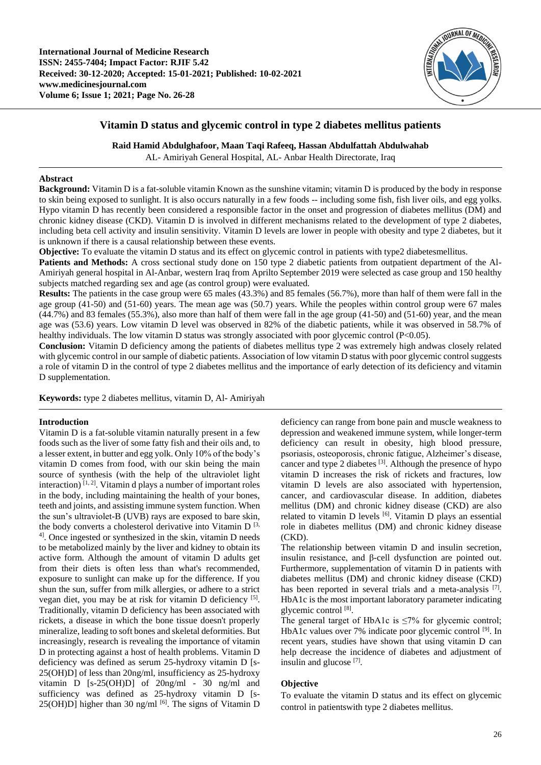International Journal of Medicine Research
ISSN: 2455-7404; Impact Factor: RJIF 5.42
Received: 30-12-2020; Accepted: 15-01-2021; Published: 10-02-2021
www.medicinesjournal.com
Volume 6; Issue 1; 2021; Page No. 26-28

# Vitamin D status and glycemic control in type 2 diabetes mellitus patients

**Raid Hamid Abdulghafoor, Maan Taqi Rafeeq, Hassan Abdulfattah Abdulwahab**

AL- Amiriyah General Hospital, AL- Anbar Health Directorate, Iraq

## Abstract

**Background:** Vitamin D is a fat-soluble vitamin Known as the sunshine vitamin; vitamin D is produced by the body in response to skin being exposed to sunlight. It is also occurs naturally in a few foods -- including some fish, fish liver oils, and egg yolks. Hypo vitamin D has recently been considered a responsible factor in the onset and progression of diabetes mellitus (DM) and chronic kidney disease (CKD). Vitamin D is involved in different mechanisms related to the development of type 2 diabetes, including beta cell activity and insulin sensitivity. Vitamin D levels are lower in people with obesity and type 2 diabetes, but it is unknown if there is a causal relationship between these events.

**Objective:** To evaluate the vitamin D status and its effect on glycemic control in patients with type2 diabetesmellitus.

**Patients and Methods:** A cross sectional study done on 150 type 2 diabetic patients from outpatient department of the Al-Amiriyah general hospital in Al-Anbar, western Iraq from Aprilto September 2019 were selected as case group and 150 healthy subjects matched regarding sex and age (as control group) were evaluated.

**Results:** The patients in the case group were 65 males (43.3%) and 85 females (56.7%), more than half of them were fall in the age group (41-50) and (51-60) years. The mean age was (50.7) years. While the peoples within control group were 67 males (44.7%) and 83 females (55.3%), also more than half of them were fall in the age group (41-50) and (51-60) year, and the mean age was (53.6) years. Low vitamin D level was observed in 82% of the diabetic patients, while it was observed in 58.7% of healthy individuals. The low vitamin D status was strongly associated with poor glycemic control ($P<0.05$).

**Conclusion:** Vitamin D deficiency among the patients of diabetes mellitus type 2 was extremely high andwas closely related with glycemic control in our sample of diabetic patients. Association of low vitamin D status with poor glycemic control suggests a role of vitamin D in the control of type 2 diabetes mellitus and the importance of early detection of its deficiency and vitamin D supplementation.

**Keywords:** type 2 diabetes mellitus, vitamin D, Al- Amiriyah

## Introduction

Vitamin D is a fat-soluble vitamin naturally present in a few foods such as the liver of some fatty fish and their oils and, to a lesser extent, in butter and egg yolk. Only 10% of the body's vitamin D comes from food, with our skin being the main source of synthesis (with the help of the ultraviolet light interaction) [1, 2]. Vitamin d plays a number of important roles in the body, including maintaining the health of your bones, teeth and joints, and assisting immune system function. When the sun's ultraviolet-B (UVB) rays are exposed to bare skin, the body converts a cholesterol derivative into Vitamin D [3, 4]. Once ingested or synthesized in the skin, vitamin D needs to be metabolized mainly by the liver and kidney to obtain its active form. Although the amount of vitamin D adults get from their diets is often less than what's recommended, exposure to sunlight can make up for the difference. If you shun the sun, suffer from milk allergies, or adhere to a strict vegan diet, you may be at risk for vitamin D deficiency [5]. Traditionally, vitamin D deficiency has been associated with rickets, a disease in which the bone tissue doesn't properly mineralize, leading to soft bones and skeletal deformities. But increasingly, research is revealing the importance of vitamin D in protecting against a host of health problems. Vitamin D deficiency was defined as serum 25-hydroxy vitamin D [s-25(OH)D] of less than 20ng/ml, insufficiency as 25-hydroxy vitamin D [s-25(OH)D] of 20ng/ml - 30 ng/ml and sufficiency was defined as 25-hydroxy vitamin D [s-25(OH)D] higher than 30 ng/ml [6]. The signs of Vitamin D deficiency can range from bone pain and muscle weakness to depression and weakened immune system, while longer-term deficiency can result in obesity, high blood pressure, psoriasis, osteoporosis, chronic fatigue, Alzheimer's disease, cancer and type 2 diabetes [3]. Although the presence of hypo vitamin D increases the risk of rickets and fractures, low vitamin D levels are also associated with hypertension, cancer, and cardiovascular disease. In addition, diabetes mellitus (DM) and chronic kidney disease (CKD) are also related to vitamin D levels [6]. Vitamin D plays an essential role in diabetes mellitus (DM) and chronic kidney disease (CKD).

The relationship between vitamin D and insulin secretion, insulin resistance, and β-cell dysfunction are pointed out. Furthermore, supplementation of vitamin D in patients with diabetes mellitus (DM) and chronic kidney disease (CKD) has been reported in several trials and a meta-analysis [7]. HbA1c is the most important laboratory parameter indicating glycemic control [8].

The general target of HbA1c is ≤7% for glycemic control; HbA1c values over 7% indicate poor glycemic control [9]. In recent years, studies have shown that using vitamin D can help decrease the incidence of diabetes and adjustment of insulin and glucose [7].

## Objective

To evaluate the vitamin D status and its effect on glycemic control in patientswith type 2 diabetes mellitus.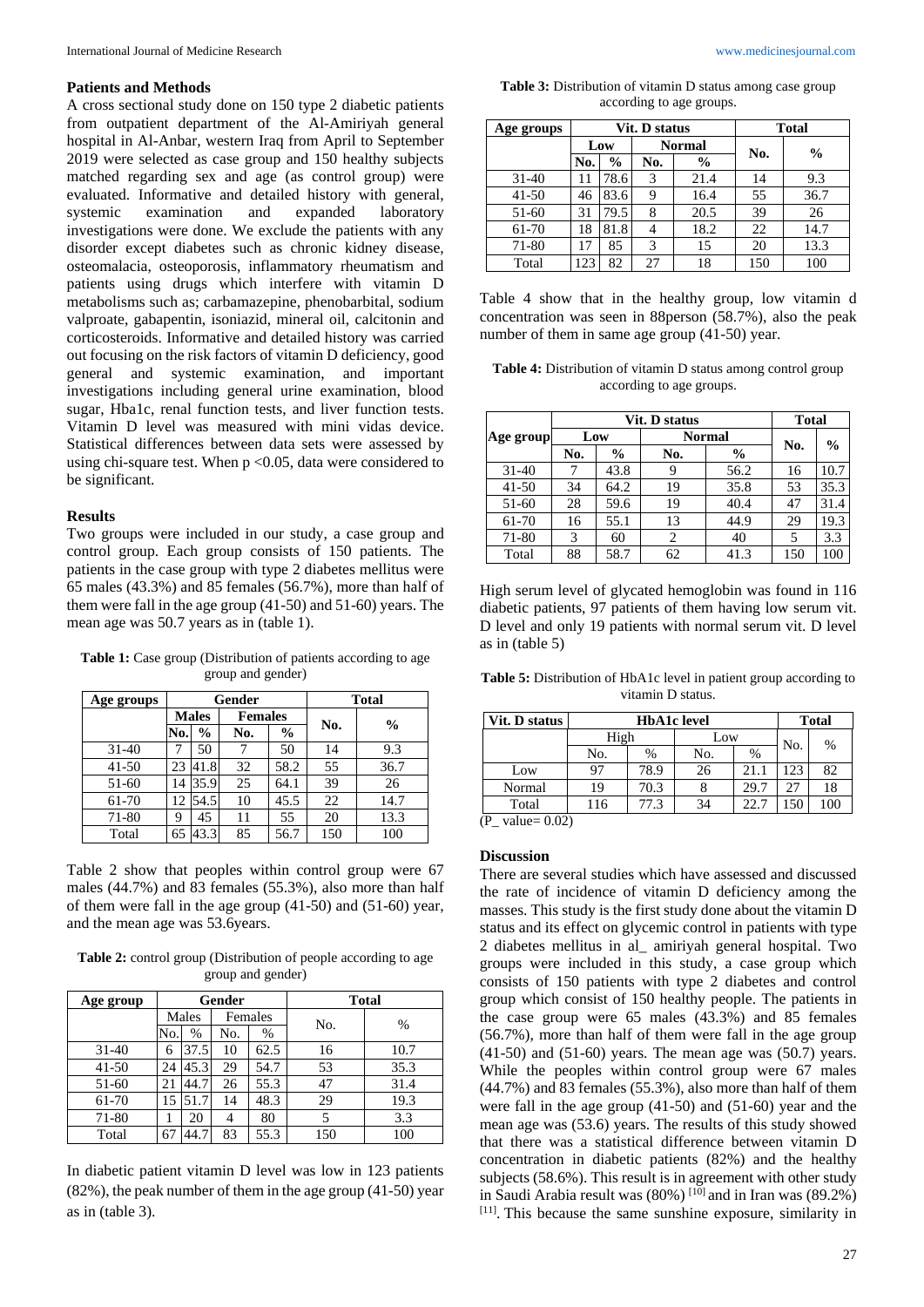### Patients and Methods

A cross sectional study done on 150 type 2 diabetic patients from outpatient department of the Al-Amiriyah general hospital in Al-Anbar, western Iraq from April to September 2019 were selected as case group and 150 healthy subjects matched regarding sex and age (as control group) were evaluated. Informative and detailed history with general, systemic examination and expanded laboratory investigations were done. We exclude the patients with any disorder except diabetes such as chronic kidney disease, osteomalacia, osteoporosis, inflammatory rheumatism and patients using drugs which interfere with vitamin D metabolisms such as; carbamazepine, phenobarbital, sodium valproate, gabapentin, isoniazid, mineral oil, calcitonin and corticosteroids. Informative and detailed history was carried out focusing on the risk factors of vitamin D deficiency, good general and systemic examination, and important investigations including general urine examination, blood sugar, Hba1c, renal function tests, and liver function tests. Vitamin D level was measured with mini vidas device. Statistical differences between data sets were assessed by using chi-square test. When $p < 0.05$, data were considered to be significant.

### Results

Two groups were included in our study, a case group and control group. Each group consists of 150 patients. The patients in the case group with type 2 diabetes mellitus were 65 males (43.3%) and 85 females (56.7%), more than half of them were fall in the age group (41-50) and 51-60) years. The mean age was 50.7 years as in (table 1).

**Table 1:** Case group (Distribution of patients according to age group and gender)

| Age groups | Gender | | | | Total | |
|---|---|---|---|---|---|---|
| | Males | | Females | | No. | % |
| | No. | % | No. | % | | |
| 31-40 | 7 | 50 | 7 | 50 | 14 | 9.3 |
| 41-50 | 23 | 41.8 | 32 | 58.2 | 55 | 36.7 |
| 51-60 | 14 | 35.9 | 25 | 64.1 | 39 | 26 |
| 61-70 | 12 | 54.5 | 10 | 45.5 | 22 | 14.7 |
| 71-80 | 9 | 45 | 11 | 55 | 20 | 13.3 |
| Total | 65 | 43.3 | 85 | 56.7 | 150 | 100 |

Table 2 show that peoples within control group were 67 males (44.7%) and 83 females (55.3%), also more than half of them were fall in the age group (41-50) and (51-60) year, and the mean age was 53.6years.

**Table 2:** control group (Distribution of people according to age group and gender)

| Age group | Gender | | | | Total | |
|---|---|---|---|---|---|---|
| | Males | | Females | | No. | % |
| | No. | % | No. | % | | |
| 31-40 | 6 | 37.5 | 10 | 62.5 | 16 | 10.7 |
| 41-50 | 24 | 45.3 | 29 | 54.7 | 53 | 35.3 |
| 51-60 | 21 | 44.7 | 26 | 55.3 | 47 | 31.4 |
| 61-70 | 15 | 51.7 | 14 | 48.3 | 29 | 19.3 |
| 71-80 | 1 | 20 | 4 | 80 | 5 | 3.3 |
| Total | 67 | 44.7 | 83 | 55.3 | 150 | 100 |

In diabetic patient vitamin D level was low in 123 patients (82%), the peak number of them in the age group (41-50) year as in (table 3).

**Table 3:** Distribution of vitamin D status among case group according to age groups.

| Age groups | Vit. D status | | | | Total | |
|---|---|---|---|---|---|---|
| | Low | | Normal | | No. | % |
| | No. | % | No. | % | | |
| 31-40 | 11 | 78.6 | 3 | 21.4 | 14 | 9.3 |
| 41-50 | 46 | 83.6 | 9 | 16.4 | 55 | 36.7 |
| 51-60 | 31 | 79.5 | 8 | 20.5 | 39 | 26 |
| 61-70 | 18 | 81.8 | 4 | 18.2 | 22 | 14.7 |
| 71-80 | 17 | 85 | 3 | 15 | 20 | 13.3 |
| Total | 123 | 82 | 27 | 18 | 150 | 100 |

Table 4 show that in the healthy group, low vitamin d concentration was seen in 88person (58.7%), also the peak number of them in same age group (41-50) year.

**Table 4:** Distribution of vitamin D status among control group according to age groups.

| Age group | Vit. D status | | | | Total | |
|---|---|---|---|---|---|---|
| | Low | | Normal | | No. | % |
| | No. | % | No. | % | | |
| 31-40 | 7 | 43.8 | 9 | 56.2 | 16 | 10.7 |
| 41-50 | 34 | 64.2 | 19 | 35.8 | 53 | 35.3 |
| 51-60 | 28 | 59.6 | 19 | 40.4 | 47 | 31.4 |
| 61-70 | 16 | 55.1 | 13 | 44.9 | 29 | 19.3 |
| 71-80 | 3 | 60 | 2 | 40 | 5 | 3.3 |
| Total | 88 | 58.7 | 62 | 41.3 | 150 | 100 |

High serum level of glycated hemoglobin was found in 116 diabetic patients, 97 patients of them having low serum vit. D level and only 19 patients with normal serum vit. D level as in (table 5)

**Table 5:** Distribution of HbA1c level in patient group according to vitamin D status.

| Vit. D status | HbA1c level | | | | Total | |
|---|---|---|---|---|---|---|
| | High | | Low | | No. | % |
| | No. | % | No. | % | | |
| Low | 97 | 78.9 | 26 | 21.1 | 123 | 82 |
| Normal | 19 | 70.3 | 8 | 29.7 | 27 | 18 |
| Total | 116 | 77.3 | 34 | 22.7 | 150 | 100 |

(P_ value= 0.02)

### Discussion

There are several studies which have assessed and discussed the rate of incidence of vitamin D deficiency among the masses. This study is the first study done about the vitamin D status and its effect on glycemic control in patients with type 2 diabetes mellitus in al_ amiriyah general hospital. Two groups were included in this study, a case group which consists of 150 patients with type 2 diabetes and control group which consist of 150 healthy people. The patients in the case group were 65 males (43.3%) and 85 females (56.7%), more than half of them were fall in the age group (41-50) and (51-60) years. The mean age was (50.7) years. While the peoples within control group were 67 males (44.7%) and 83 females (55.3%), also more than half of them were fall in the age group (41-50) and (51-60) year and the mean age was (53.6) years. The results of this study showed that there was a statistical difference between vitamin D concentration in diabetic patients (82%) and the healthy subjects (58.6%). This result is in agreement with other study in Saudi Arabia result was (80%) [10] and in Iran was (89.2%) [11]. This because the same sunshine exposure, similarity in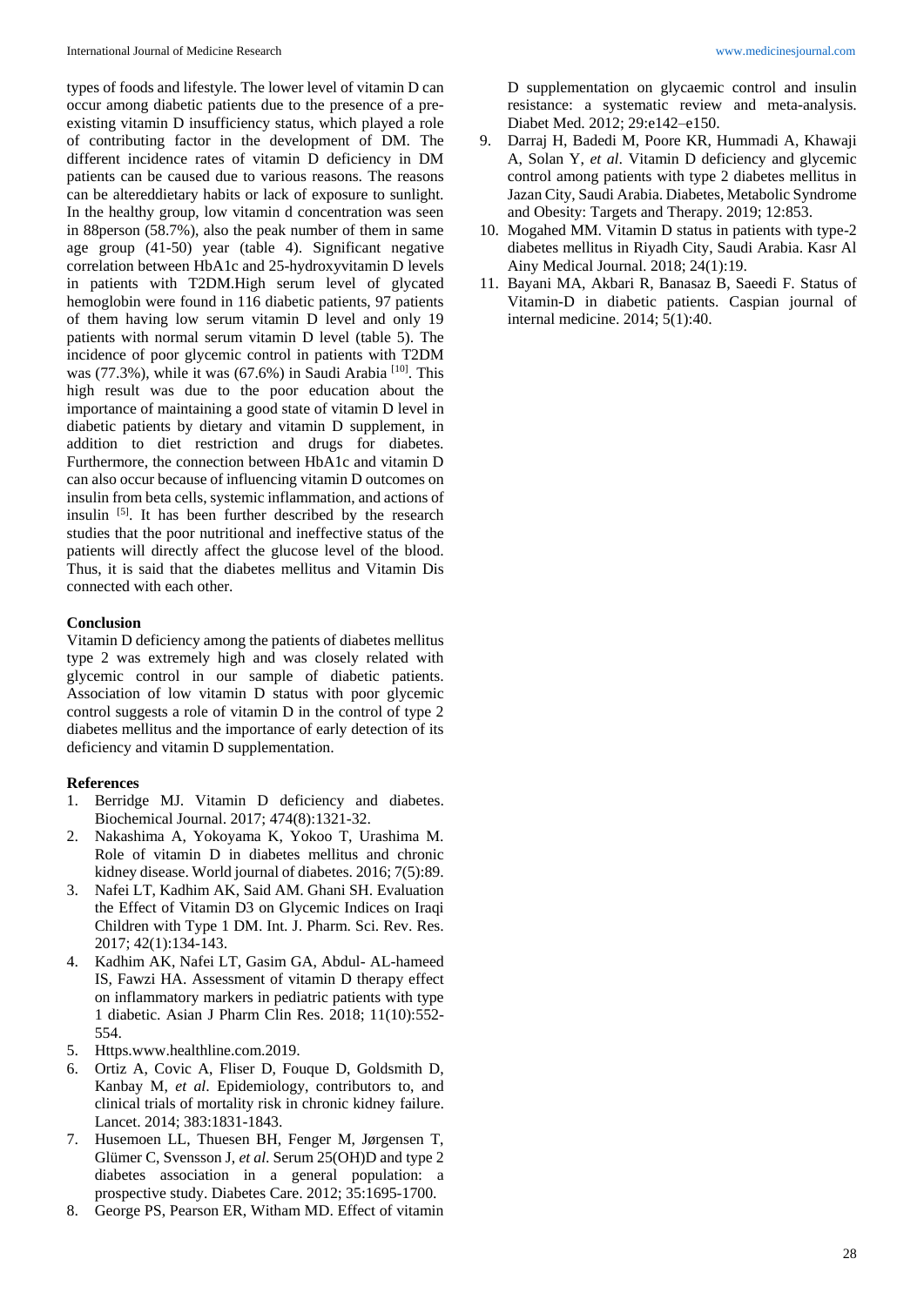types of foods and lifestyle. The lower level of vitamin D can occur among diabetic patients due to the presence of a pre-existing vitamin D insufficiency status, which played a role of contributing factor in the development of DM. The different incidence rates of vitamin D deficiency in DM patients can be caused due to various reasons. The reasons can be altereddietary habits or lack of exposure to sunlight. In the healthy group, low vitamin d concentration was seen in 88person (58.7%), also the peak number of them in same age group (41-50) year (table 4). Significant negative correlation between HbA1c and 25-hydroxyvitamin D levels in patients with T2DM.High serum level of glycated hemoglobin were found in 116 diabetic patients, 97 patients of them having low serum vitamin D level and only 19 patients with normal serum vitamin D level (table 5). The incidence of poor glycemic control in patients with T2DM was (77.3%), while it was (67.6%) in Saudi Arabia [10]. This high result was due to the poor education about the importance of maintaining a good state of vitamin D level in diabetic patients by dietary and vitamin D supplement, in addition to diet restriction and drugs for diabetes. Furthermore, the connection between HbA1c and vitamin D can also occur because of influencing vitamin D outcomes on insulin from beta cells, systemic inflammation, and actions of insulin [5]. It has been further described by the research studies that the poor nutritional and ineffective status of the patients will directly affect the glucose level of the blood. Thus, it is said that the diabetes mellitus and Vitamin Dis connected with each other.

## Conclusion

Vitamin D deficiency among the patients of diabetes mellitus type 2 was extremely high and was closely related with glycemic control in our sample of diabetic patients. Association of low vitamin D status with poor glycemic control suggests a role of vitamin D in the control of type 2 diabetes mellitus and the importance of early detection of its deficiency and vitamin D supplementation.

## References

1. Berridge MJ. Vitamin D deficiency and diabetes. Biochemical Journal. 2017; 474(8):1321-32.
2. Nakashima A, Yokoyama K, Yokoo T, Urashima M. Role of vitamin D in diabetes mellitus and chronic kidney disease. World journal of diabetes. 2016; 7(5):89.
3. Nafei LT, Kadhim AK, Said AM. Ghani SH. Evaluation the Effect of Vitamin D3 on Glycemic Indices on Iraqi Children with Type 1 DM. Int. J. Pharm. Sci. Rev. Res. 2017; 42(1):134-143.
4. Kadhim AK, Nafei LT, Gasim GA, Abdul- AL-hameed IS, Fawzi HA. Assessment of vitamin D therapy effect on inflammatory markers in pediatric patients with type 1 diabetic. Asian J Pharm Clin Res. 2018; 11(10):552-554.
5. Https.www.healthline.com.2019.
6. Ortiz A, Covic A, Fliser D, Fouque D, Goldsmith D, Kanbay M, *et al*. Epidemiology, contributors to, and clinical trials of mortality risk in chronic kidney failure. Lancet. 2014; 383:1831-1843.
7. Husemoen LL, Thuesen BH, Fenger M, Jørgensen T, Glümer C, Svensson J, *et al*. Serum 25(OH)D and type 2 diabetes association in a general population: a prospective study. Diabetes Care. 2012; 35:1695-1700.
8. George PS, Pearson ER, Witham MD. Effect of vitamin D supplementation on glycaemic control and insulin resistance: a systematic review and meta-analysis. Diabet Med. 2012; 29:e142–e150.
9. Darraj H, Badedi M, Poore KR, Hummadi A, Khawaji A, Solan Y, *et al*. Vitamin D deficiency and glycemic control among patients with type 2 diabetes mellitus in Jazan City, Saudi Arabia. Diabetes, Metabolic Syndrome and Obesity: Targets and Therapy. 2019; 12:853.
10. Mogahed MM. Vitamin D status in patients with type-2 diabetes mellitus in Riyadh City, Saudi Arabia. Kasr Al Ainy Medical Journal. 2018; 24(1):19.
11. Bayani MA, Akbari R, Banasaz B, Saeedi F. Status of Vitamin-D in diabetic patients. Caspian journal of internal medicine. 2014; 5(1):40.